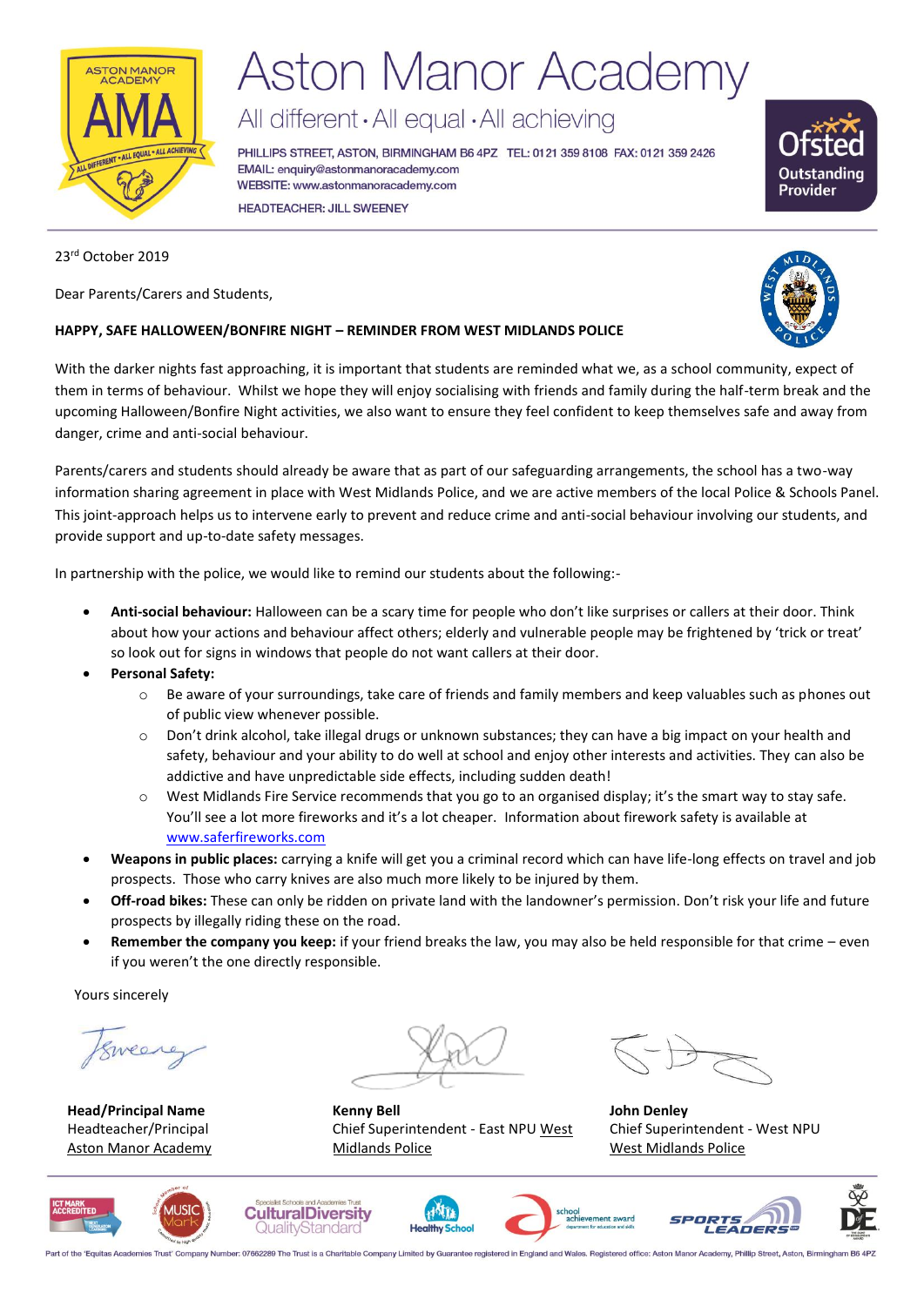# Aston Manor Academy

All different • All equal • All achieving

PHILLIPS STREET, ASTON, BIRMINGHAM B6 4PZ TEL: 0121 359 8108 FAX: 0121 359 2426
EMAIL: enquiry@astonmanoracademy.com
WEBSITE: www.astonmanoracademy.com
HEADTEACHER: JILL SWEENEY

23rd October 2019

Dear Parents/Carers and Students,

**HAPPY, SAFE HALLOWEEN/BONFIRE NIGHT – REMINDER FROM WEST MIDLANDS POLICE**

With the darker nights fast approaching, it is important that students are reminded what we, as a school community, expect of them in terms of behaviour. Whilst we hope they will enjoy socialising with friends and family during the half-term break and the upcoming Halloween/Bonfire Night activities, we also want to ensure they feel confident to keep themselves safe and away from danger, crime and anti-social behaviour.

Parents/carers and students should already be aware that as part of our safeguarding arrangements, the school has a two-way information sharing agreement in place with West Midlands Police, and we are active members of the local Police & Schools Panel. This joint-approach helps us to intervene early to prevent and reduce crime and anti-social behaviour involving our students, and provide support and up-to-date safety messages.

In partnership with the police, we would like to remind our students about the following:-

- **Anti-social behaviour:** Halloween can be a scary time for people who don't like surprises or callers at their door. Think about how your actions and behaviour affect others; elderly and vulnerable people may be frightened by 'trick or treat' so look out for signs in windows that people do not want callers at their door.
- **Personal Safety:**
  - Be aware of your surroundings, take care of friends and family members and keep valuables such as phones out of public view whenever possible.
  - Don't drink alcohol, take illegal drugs or unknown substances; they can have a big impact on your health and safety, behaviour and your ability to do well at school and enjoy other interests and activities. They can also be addictive and have unpredictable side effects, including sudden death!
  - West Midlands Fire Service recommends that you go to an organised display; it's the smart way to stay safe. You'll see a lot more fireworks and it's a lot cheaper. Information about firework safety is available at www.saferfireworks.com
- **Weapons in public places:** carrying a knife will get you a criminal record which can have life-long effects on travel and job prospects. Those who carry knives are also much more likely to be injured by them.
- **Off-road bikes:** These can only be ridden on private land with the landowner's permission. Don't risk your life and future prospects by illegally riding these on the road.
- **Remember the company you keep:** if your friend breaks the law, you may also be held responsible for that crime – even if you weren't the one directly responsible.

Yours sincerely

| **Head/Principal Name** | **Kenny Bell** | **John Denley** |
|---|---|---|
| Headteacher/Principal | Chief Superintendent - East NPU West Midlands Police | Chief Superintendent - West NPU |
| Aston Manor Academy | | West Midlands Police |

Part of the 'Equitas Academies Trust' Company Number: 07662289 The Trust is a Charitable Company Limited by Guarantee registered in England and Wales. Registered office: Aston Manor Academy, Phillip Street, Aston, Birmingham B6 4PZ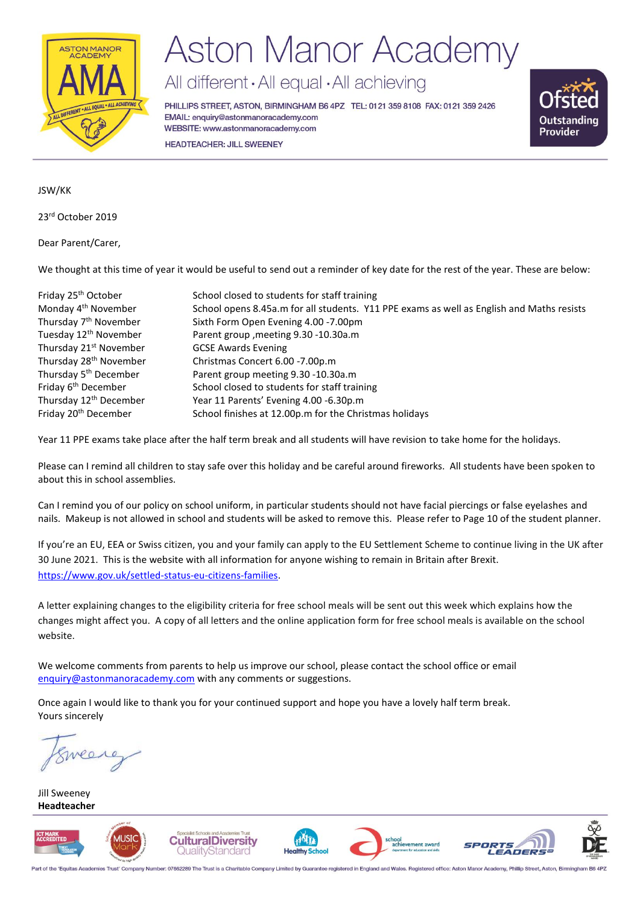# Aston Manor Academy

All different • All equal • All achieving

PHILLIPS STREET, ASTON, BIRMINGHAM B6 4PZ TEL: 0121 359 8108 FAX: 0121 359 2426
EMAIL: enquiry@astonmanoracademy.com
WEBSITE: www.astonmanoracademy.com

HEADTEACHER: JILL SWEENEY

JSW/KK

23rd October 2019

Dear Parent/Carer,

We thought at this time of year it would be useful to send out a reminder of key date for the rest of the year. These are below:

| | |
|---|---|
| Friday 25th October | School closed to students for staff training |
| Monday 4th November | School opens 8.45a.m for all students. Y11 PPE exams as well as English and Maths resists |
| Thursday 7th November | Sixth Form Open Evening 4.00 -7.00pm |
| Tuesday 12th November | Parent group ,meeting 9.30 -10.30a.m |
| Thursday 21st November | GCSE Awards Evening |
| Thursday 28th November | Christmas Concert 6.00 -7.00p.m |
| Thursday 5th December | Parent group meeting 9.30 -10.30a.m |
| Friday 6th December | School closed to students for staff training |
| Thursday 12th December | Year 11 Parents' Evening 4.00 -6.30p.m |
| Friday 20th December | School finishes at 12.00p.m for the Christmas holidays |

Year 11 PPE exams take place after the half term break and all students will have revision to take home for the holidays.

Please can I remind all children to stay safe over this holiday and be careful around fireworks. All students have been spoken to about this in school assemblies.

Can I remind you of our policy on school uniform, in particular students should not have facial piercings or false eyelashes and nails. Makeup is not allowed in school and students will be asked to remove this. Please refer to Page 10 of the student planner.

If you're an EU, EEA or Swiss citizen, you and your family can apply to the EU Settlement Scheme to continue living in the UK after 30 June 2021. This is the website with all information for anyone wishing to remain in Britain after Brexit.
https://www.gov.uk/settled-status-eu-citizens-families.

A letter explaining changes to the eligibility criteria for free school meals will be sent out this week which explains how the changes might affect you. A copy of all letters and the online application form for free school meals is available on the school website.

We welcome comments from parents to help us improve our school, please contact the school office or email enquiry@astonmanoracademy.com with any comments or suggestions.

Once again I would like to thank you for your continued support and hope you have a lovely half term break.
Yours sincerely

Jill Sweeney
**Headteacher**

Part of the 'Equitas Academies Trust' Company Number: 07662289 The Trust is a Charitable Company Limited by Guarantee registered in England and Wales. Registered office: Aston Manor Academy, Phillip Street, Aston, Birmingham B6 4PZ